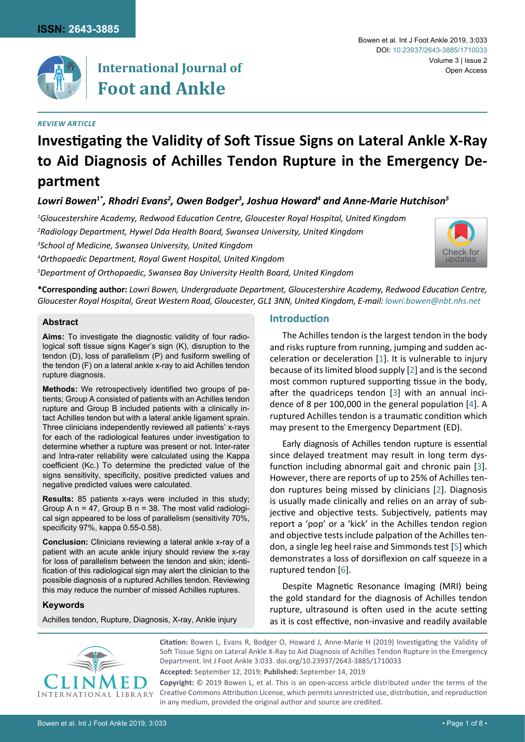ISSN: 2643-3885

# International Journal of Foot and Ankle

Bowen et al. Int J Foot Ankle 2019, 3:033

DOI: 10.23937/2643-3885/1710033

Volume 3 | Issue 2

Open Access

*REVIEW ARTICLE*

# Investigating the Validity of Soft Tissue Signs on Lateral Ankle X-Ray to Aid Diagnosis of Achilles Tendon Rupture in the Emergency Department

***Lowri Bowen[1*], Rhodri Evans[2], Owen Bodger[3], Joshua Howard[4] and Anne-Marie Hutchison[5]***

*[1]Gloucestershire Academy, Redwood Education Centre, Gloucester Royal Hospital, United Kingdom*

*[2]Radiology Department, Hywel Dda Health Board, Swansea University, United Kingdom*

*[3]School of Medicine, Swansea University, United Kingdom*

*[4]Orthopaedic Department, Royal Gwent Hospital, United Kingdom*

*[5]Department of Orthopaedic, Swansea Bay University Health Board, United Kingdom*

**\*Corresponding author:** *Lowri Bowen, Undergraduate Department, Gloucestershire Academy, Redwood Education Centre, Gloucester Royal Hospital, Great Western Road, Gloucester, GL1 3NN, United Kingdom, E-mail: lowri.bowen@nbt.nhs.net*

## Abstract

**Aims:** To investigate the diagnostic validity of four radiological soft tissue signs Kager's sign (K), disruption to the tendon (D), loss of parallelism (P) and fusiform swelling of the tendon (F) on a lateral ankle x-ray to aid Achilles tendon rupture diagnosis.

**Methods:** We retrospectively identified two groups of patients; Group A consisted of patients with an Achilles tendon rupture and Group B included patients with a clinically intact Achilles tendon but with a lateral ankle ligament sprain. Three clinicians independently reviewed all patients' x-rays for each of the radiological features under investigation to determine whether a rupture was present or not. Inter-rater and Intra-rater reliability were calculated using the Kappa coefficient (Kc.) To determine the predicted value of the signs sensitivity, specificity, positive predicted values and negative predicted values were calculated.

**Results:** 85 patients x-rays were included in this study; Group A n = 47, Group B n = 38. The most valid radiological sign appeared to be loss of parallelism (sensitivity 70%, specificity 97%, kappa 0.55-0.58).

**Conclusion:** Clinicians reviewing a lateral ankle x-ray of a patient with an acute ankle injury should review the x-ray for loss of parallelism between the tendon and skin; identification of this radiological sign may alert the clinician to the possible diagnosis of a ruptured Achilles tendon. Reviewing this may reduce the number of missed Achilles ruptures.

### Keywords

Achilles tendon, Rupture, Diagnosis, X-ray, Ankle injury

## Introduction

The Achilles tendon is the largest tendon in the body and risks rupture from running, jumping and sudden acceleration or deceleration [1]. It is vulnerable to injury because of its limited blood supply [2] and is the second most common ruptured supporting tissue in the body, after the quadriceps tendon [3] with an annual incidence of 8 per 100,000 in the general population [4]. A ruptured Achilles tendon is a traumatic condition which may present to the Emergency Department (ED).

Early diagnosis of Achilles tendon rupture is essential since delayed treatment may result in long term dysfunction including abnormal gait and chronic pain [3]. However, there are reports of up to 25% of Achilles tendon ruptures being missed by clinicians [2]. Diagnosis is usually made clinically and relies on an array of subjective and objective tests. Subjectively, patients may report a 'pop' or a 'kick' in the Achilles tendon region and objective tests include palpation of the Achilles tendon, a single leg heel raise and Simmonds test [5] which demonstrates a loss of dorsiflexion on calf squeeze in a ruptured tendon [6].

Despite Magnetic Resonance Imaging (MRI) being the gold standard for the diagnosis of Achilles tendon rupture, ultrasound is often used in the acute setting as it is cost effective, non-invasive and readily available

**Citation:** Bowen L, Evans R, Bodger O, Howard J, Anne-Marie H (2019) Investigating the Validity of Soft Tissue Signs on Lateral Ankle X-Ray to Aid Diagnosis of Achilles Tendon Rupture in the Emergency Department. Int J Foot Ankle 3:033. doi.org/10.23937/2643-3885/1710033

**Accepted:** September 12, 2019; **Published:** September 14, 2019

**Copyright:** © 2019 Bowen L, et al. This is an open-access article distributed under the terms of the Creative Commons Attribution License, which permits unrestricted use, distribution, and reproduction in any medium, provided the original author and source are credited.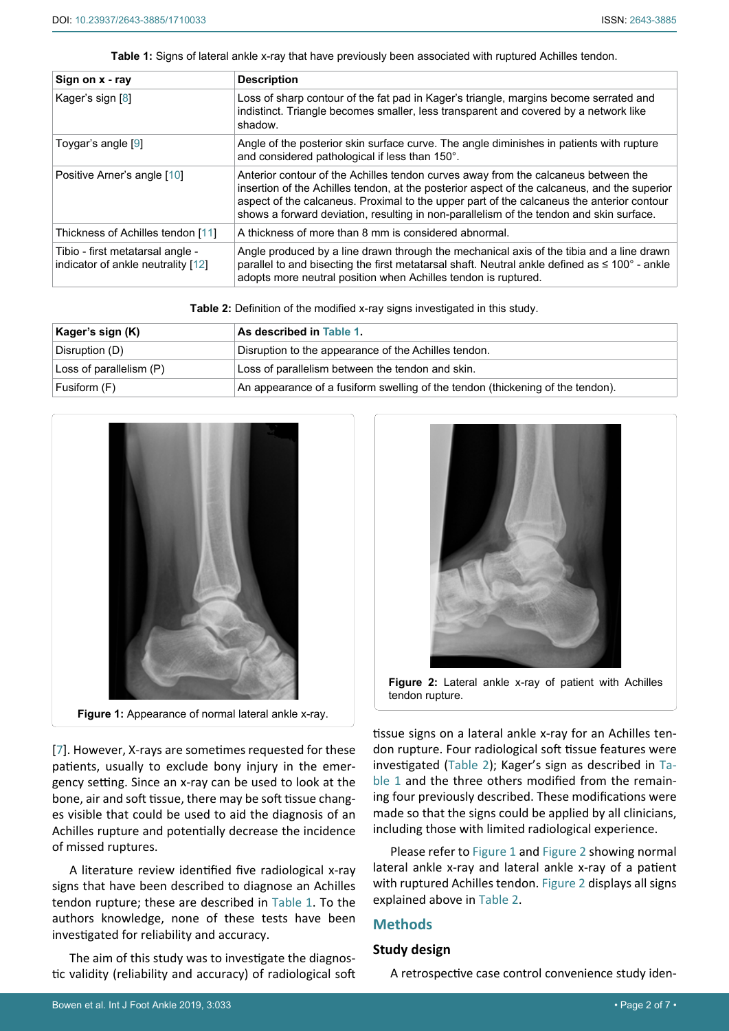**Table 1:** Signs of lateral ankle x-ray that have previously been associated with ruptured Achilles tendon.

| Sign on x - ray | Description |
|---|---|
| Kager's sign [8] | Loss of sharp contour of the fat pad in Kager's triangle, margins become serrated and indistinct. Triangle becomes smaller, less transparent and covered by a network like shadow. |
| Toygar's angle [9] | Angle of the posterior skin surface curve. The angle diminishes in patients with rupture and considered pathological if less than 150°. |
| Positive Arner's angle [10] | Anterior contour of the Achilles tendon curves away from the calcaneus between the insertion of the Achilles tendon, at the posterior aspect of the calcaneus, and the superior aspect of the calcaneus. Proximal to the upper part of the calcaneus the anterior contour shows a forward deviation, resulting in non-parallelism of the tendon and skin surface. |
| Thickness of Achilles tendon [11] | A thickness of more than 8 mm is considered abnormal. |
| Tibio - first metatarsal angle - indicator of ankle neutrality [12] | Angle produced by a line drawn through the mechanical axis of the tibia and a line drawn parallel to and bisecting the first metatarsal shaft. Neutral ankle defined as ≤ 100° - ankle adopts more neutral position when Achilles tendon is ruptured. |

**Table 2:** Definition of the modified x-ray signs investigated in this study.

| Kager's sign (K) | As described in Table 1. |
|---|---|
| Disruption (D) | Disruption to the appearance of the Achilles tendon. |
| Loss of parallelism (P) | Loss of parallelism between the tendon and skin. |
| Fusiform (F) | An appearance of a fusiform swelling of the tendon (thickening of the tendon). |

**Figure 1:** Appearance of normal lateral ankle x-ray.

**Figure 2:** Lateral ankle x-ray of patient with Achilles tendon rupture.

[7]. However, X-rays are sometimes requested for these patients, usually to exclude bony injury in the emergency setting. Since an x-ray can be used to look at the bone, air and soft tissue, there may be soft tissue changes visible that could be used to aid the diagnosis of an Achilles rupture and potentially decrease the incidence of missed ruptures.

A literature review identified five radiological x-ray signs that have been described to diagnose an Achilles tendon rupture; these are described in Table 1. To the authors knowledge, none of these tests have been investigated for reliability and accuracy.

The aim of this study was to investigate the diagnostic validity (reliability and accuracy) of radiological soft tissue signs on a lateral ankle x-ray for an Achilles tendon rupture. Four radiological soft tissue features were investigated (Table 2); Kager's sign as described in Table 1 and the three others modified from the remaining four previously described. These modifications were made so that the signs could be applied by all clinicians, including those with limited radiological experience.

Please refer to Figure 1 and Figure 2 showing normal lateral ankle x-ray and lateral ankle x-ray of a patient with ruptured Achilles tendon. Figure 2 displays all signs explained above in Table 2.

## Methods

### Study design

A retrospective case control convenience study iden-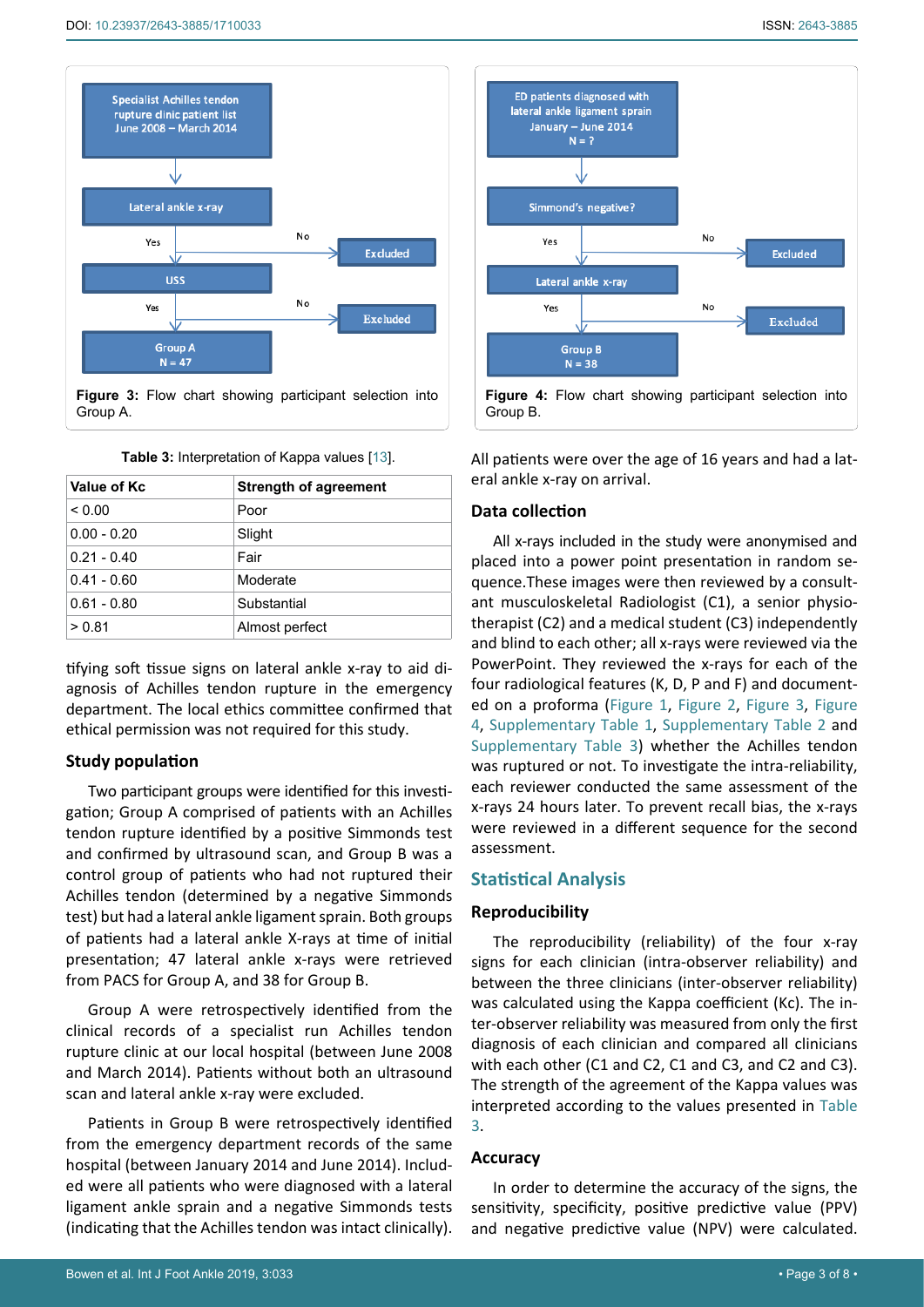Figure 3: Flow chart showing participant selection into Group A.

Figure 4: Flow chart showing participant selection into Group B.

Table 3: Interpretation of Kappa values [13].

| Value of Kc | Strength of agreement |
| --- | --- |
| < 0.00 | Poor |
| 0.00 - 0.20 | Slight |
| 0.21 - 0.40 | Fair |
| 0.41 - 0.60 | Moderate |
| 0.61 - 0.80 | Substantial |
| > 0.81 | Almost perfect |

tifying soft tissue signs on lateral ankle x-ray to aid diagnosis of Achilles tendon rupture in the emergency department. The local ethics committee confirmed that ethical permission was not required for this study.

### Study population

Two participant groups were identified for this investigation; Group A comprised of patients with an Achilles tendon rupture identified by a positive Simmonds test and confirmed by ultrasound scan, and Group B was a control group of patients who had not ruptured their Achilles tendon (determined by a negative Simmonds test) but had a lateral ankle ligament sprain. Both groups of patients had a lateral ankle X-rays at time of initial presentation; 47 lateral ankle x-rays were retrieved from PACS for Group A, and 38 for Group B.

Group A were retrospectively identified from the clinical records of a specialist run Achilles tendon rupture clinic at our local hospital (between June 2008 and March 2014). Patients without both an ultrasound scan and lateral ankle x-ray were excluded.

Patients in Group B were retrospectively identified from the emergency department records of the same hospital (between January 2014 and June 2014). Included were all patients who were diagnosed with a lateral ligament ankle sprain and a negative Simmonds tests (indicating that the Achilles tendon was intact clinically). All patients were over the age of 16 years and had a lateral ankle x-ray on arrival.

### Data collection

All x-rays included in the study were anonymised and placed into a power point presentation in random sequence.These images were then reviewed by a consultant musculoskeletal Radiologist (C1), a senior physiotherapist (C2) and a medical student (C3) independently and blind to each other; all x-rays were reviewed via the PowerPoint. They reviewed the x-rays for each of the four radiological features (K, D, P and F) and documented on a proforma (Figure 1, Figure 2, Figure 3, Figure 4, Supplementary Table 1, Supplementary Table 2 and Supplementary Table 3) whether the Achilles tendon was ruptured or not. To investigate the intra-reliability, each reviewer conducted the same assessment of the x-rays 24 hours later. To prevent recall bias, the x-rays were reviewed in a different sequence for the second assessment.

## Statistical Analysis

### Reproducibility

The reproducibility (reliability) of the four x-ray signs for each clinician (intra-observer reliability) and between the three clinicians (inter-observer reliability) was calculated using the Kappa coefficient (Kc). The inter-observer reliability was measured from only the first diagnosis of each clinician and compared all clinicians with each other (C1 and C2, C1 and C3, and C2 and C3). The strength of the agreement of the Kappa values was interpreted according to the values presented in Table 3.

### Accuracy

In order to determine the accuracy of the signs, the sensitivity, specificity, positive predictive value (PPV) and negative predictive value (NPV) were calculated.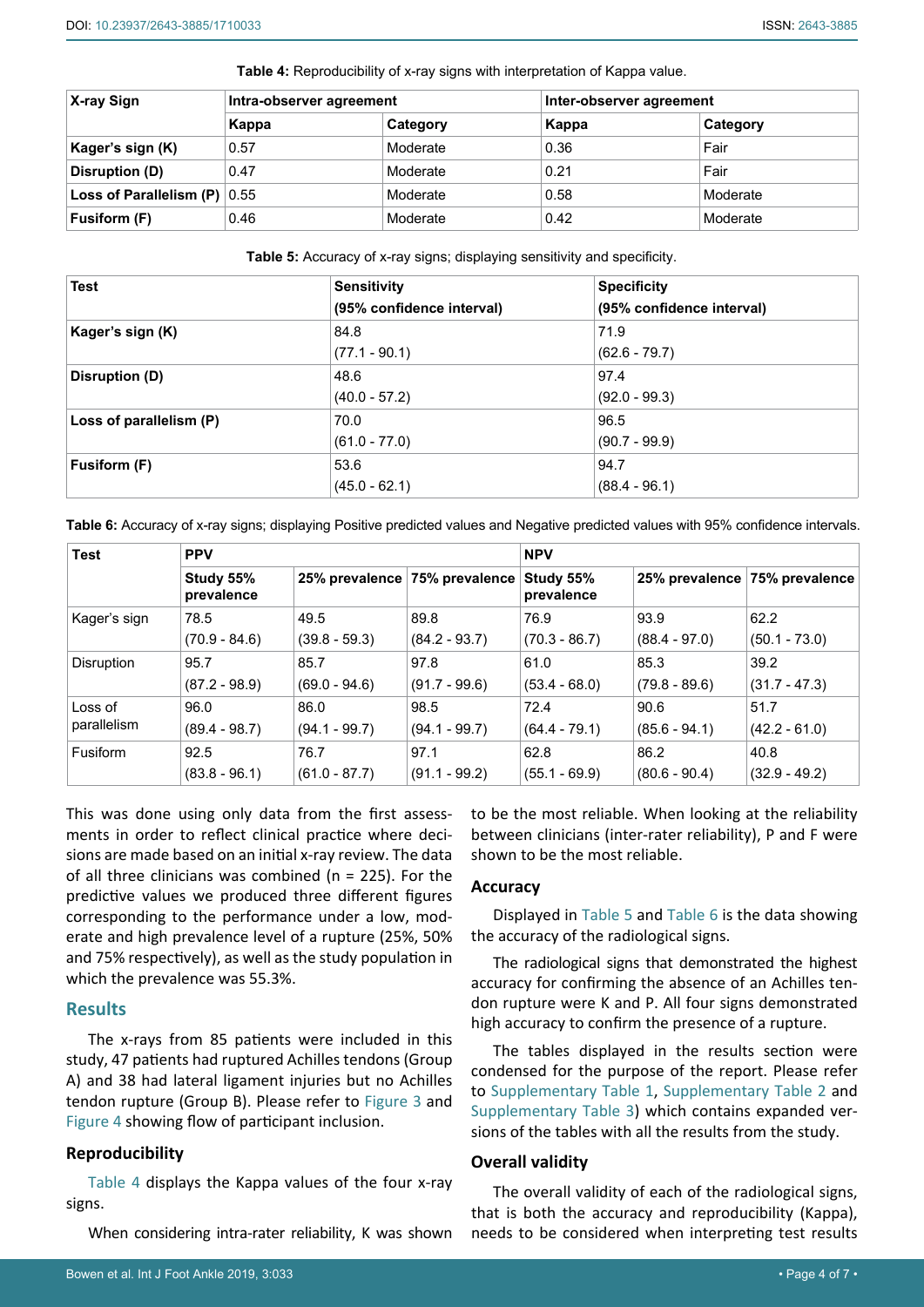Table 4: Reproducibility of x-ray signs with interpretation of Kappa value.

| X-ray Sign | Intra-observer agreement | | Inter-observer agreement | |
|---|---|---|---|---|
| | Kappa | Category | Kappa | Category |
| Kager's sign (K) | 0.57 | Moderate | 0.36 | Fair |
| Disruption (D) | 0.47 | Moderate | 0.21 | Fair |
| Loss of Parallelism (P) | 0.55 | Moderate | 0.58 | Moderate |
| Fusiform (F) | 0.46 | Moderate | 0.42 | Moderate |

Table 5: Accuracy of x-ray signs; displaying sensitivity and specificity.

| Test | Sensitivity (95% confidence interval) | Specificity (95% confidence interval) |
|---|---|---|
| Kager's sign (K) | 84.8 (77.1 - 90.1) | 71.9 (62.6 - 79.7) |
| Disruption (D) | 48.6 (40.0 - 57.2) | 97.4 (92.0 - 99.3) |
| Loss of parallelism (P) | 70.0 (61.0 - 77.0) | 96.5 (90.7 - 99.9) |
| Fusiform (F) | 53.6 (45.0 - 62.1) | 94.7 (88.4 - 96.1) |

Table 6: Accuracy of x-ray signs; displaying Positive predicted values and Negative predicted values with 95% confidence intervals.

| Test | PPV | | | NPV | | |
|---|---|---|---|---|---|---|
| | Study 55% prevalence | 25% prevalence | 75% prevalence | Study 55% prevalence | 25% prevalence | 75% prevalence |
| Kager's sign | 78.5 (70.9 - 84.6) | 49.5 (39.8 - 59.3) | 89.8 (84.2 - 93.7) | 76.9 (70.3 - 86.7) | 93.9 (88.4 - 97.0) | 62.2 (50.1 - 73.0) |
| Disruption | 95.7 (87.2 - 98.9) | 85.7 (69.0 - 94.6) | 97.8 (91.7 - 99.6) | 61.0 (53.4 - 68.0) | 85.3 (79.8 - 89.6) | 39.2 (31.7 - 47.3) |
| Loss of parallelism | 96.0 (89.4 - 98.7) | 86.0 (94.1 - 99.7) | 98.5 (94.1 - 99.7) | 72.4 (64.4 - 79.1) | 90.6 (85.6 - 94.1) | 51.7 (42.2 - 61.0) |
| Fusiform | 92.5 (83.8 - 96.1) | 76.7 (61.0 - 87.7) | 97.1 (91.1 - 99.2) | 62.8 (55.1 - 69.9) | 86.2 (80.6 - 90.4) | 40.8 (32.9 - 49.2) |

This was done using only data from the first assessments in order to reflect clinical practice where decisions are made based on an initial x-ray review. The data of all three clinicians was combined (n = 225). For the predictive values we produced three different figures corresponding to the performance under a low, moderate and high prevalence level of a rupture (25%, 50% and 75% respectively), as well as the study population in which the prevalence was 55.3%.

## Results

The x-rays from 85 patients were included in this study, 47 patients had ruptured Achilles tendons (Group A) and 38 had lateral ligament injuries but no Achilles tendon rupture (Group B). Please refer to Figure 3 and Figure 4 showing flow of participant inclusion.

### Reproducibility

Table 4 displays the Kappa values of the four x-ray signs.

When considering intra-rater reliability, K was shown to be the most reliable. When looking at the reliability between clinicians (inter-rater reliability), P and F were shown to be the most reliable.

### Accuracy

Displayed in Table 5 and Table 6 is the data showing the accuracy of the radiological signs.

The radiological signs that demonstrated the highest accuracy for confirming the absence of an Achilles tendon rupture were K and P. All four signs demonstrated high accuracy to confirm the presence of a rupture.

The tables displayed in the results section were condensed for the purpose of the report. Please refer to Supplementary Table 1, Supplementary Table 2 and Supplementary Table 3) which contains expanded versions of the tables with all the results from the study.

### Overall validity

The overall validity of each of the radiological signs, that is both the accuracy and reproducibility (Kappa), needs to be considered when interpreting test results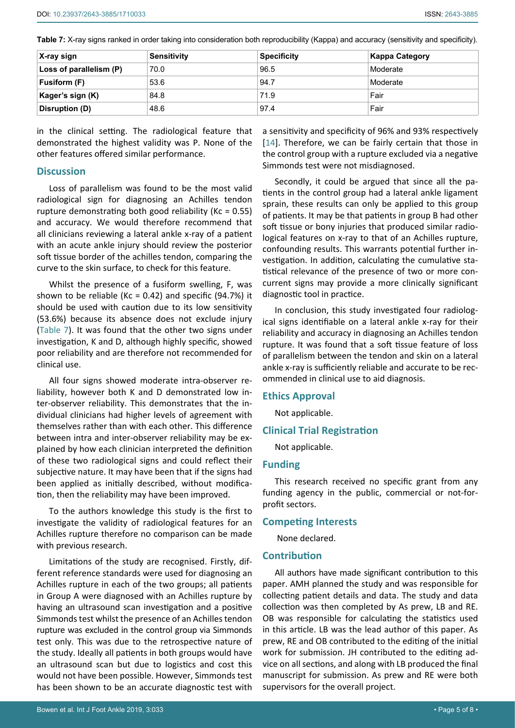**Table 7:** X-ray signs ranked in order taking into consideration both reproducibility (Kappa) and accuracy (sensitivity and specificity).

| X-ray sign | Sensitivity | Specificity | Kappa Category |
|---|---|---|---|
| **Loss of parallelism (P)** | 70.0 | 96.5 | Moderate |
| **Fusiform (F)** | 53.6 | 94.7 | Moderate |
| **Kager's sign (K)** | 84.8 | 71.9 | Fair |
| **Disruption (D)** | 48.6 | 97.4 | Fair |

in the clinical setting. The radiological feature that demonstrated the highest validity was P. None of the other features offered similar performance.

## Discussion

Loss of parallelism was found to be the most valid radiological sign for diagnosing an Achilles tendon rupture demonstrating both good reliability (Kc = 0.55) and accuracy. We would therefore recommend that all clinicians reviewing a lateral ankle x-ray of a patient with an acute ankle injury should review the posterior soft tissue border of the achilles tendon, comparing the curve to the skin surface, to check for this feature.

Whilst the presence of a fusiform swelling, F, was shown to be reliable (Kc = 0.42) and specific (94.7%) it should be used with caution due to its low sensitivity (53.6%) because its absence does not exclude injury (Table 7). It was found that the other two signs under investigation, K and D, although highly specific, showed poor reliability and are therefore not recommended for clinical use.

All four signs showed moderate intra-observer reliability, however both K and D demonstrated low inter-observer reliability. This demonstrates that the individual clinicians had higher levels of agreement with themselves rather than with each other. This difference between intra and inter-observer reliability may be explained by how each clinician interpreted the definition of these two radiological signs and could reflect their subjective nature. It may have been that if the signs had been applied as initially described, without modification, then the reliability may have been improved.

To the authors knowledge this study is the first to investigate the validity of radiological features for an Achilles rupture therefore no comparison can be made with previous research.

Limitations of the study are recognised. Firstly, different reference standards were used for diagnosing an Achilles rupture in each of the two groups; all patients in Group A were diagnosed with an Achilles rupture by having an ultrasound scan investigation and a positive Simmonds test whilst the presence of an Achilles tendon rupture was excluded in the control group via Simmonds test only. This was due to the retrospective nature of the study. Ideally all patients in both groups would have an ultrasound scan but due to logistics and cost this would not have been possible. However, Simmonds test has been shown to be an accurate diagnostic test with a sensitivity and specificity of 96% and 93% respectively [14]. Therefore, we can be fairly certain that those in the control group with a rupture excluded via a negative Simmonds test were not misdiagnosed.

Secondly, it could be argued that since all the patients in the control group had a lateral ankle ligament sprain, these results can only be applied to this group of patients. It may be that patients in group B had other soft tissue or bony injuries that produced similar radiological features on x-ray to that of an Achilles rupture, confounding results. This warrants potential further investigation. In addition, calculating the cumulative statistical relevance of the presence of two or more concurrent signs may provide a more clinically significant diagnostic tool in practice.

In conclusion, this study investigated four radiological signs identifiable on a lateral ankle x-ray for their reliability and accuracy in diagnosing an Achilles tendon rupture. It was found that a soft tissue feature of loss of parallelism between the tendon and skin on a lateral ankle x-ray is sufficiently reliable and accurate to be recommended in clinical use to aid diagnosis.

## Ethics Approval

Not applicable.

## Clinical Trial Registration

Not applicable.

## Funding

This research received no specific grant from any funding agency in the public, commercial or not-for-profit sectors.

## Competing Interests

None declared.

## Contribution

All authors have made significant contribution to this paper. AMH planned the study and was responsible for collecting patient details and data. The study and data collection was then completed by As prew, LB and RE. OB was responsible for calculating the statistics used in this article. LB was the lead author of this paper. As prew, RE and OB contributed to the editing of the initial work for submission. JH contributed to the editing advice on all sections, and along with LB produced the final manuscript for submission. As prew and RE were both supervisors for the overall project.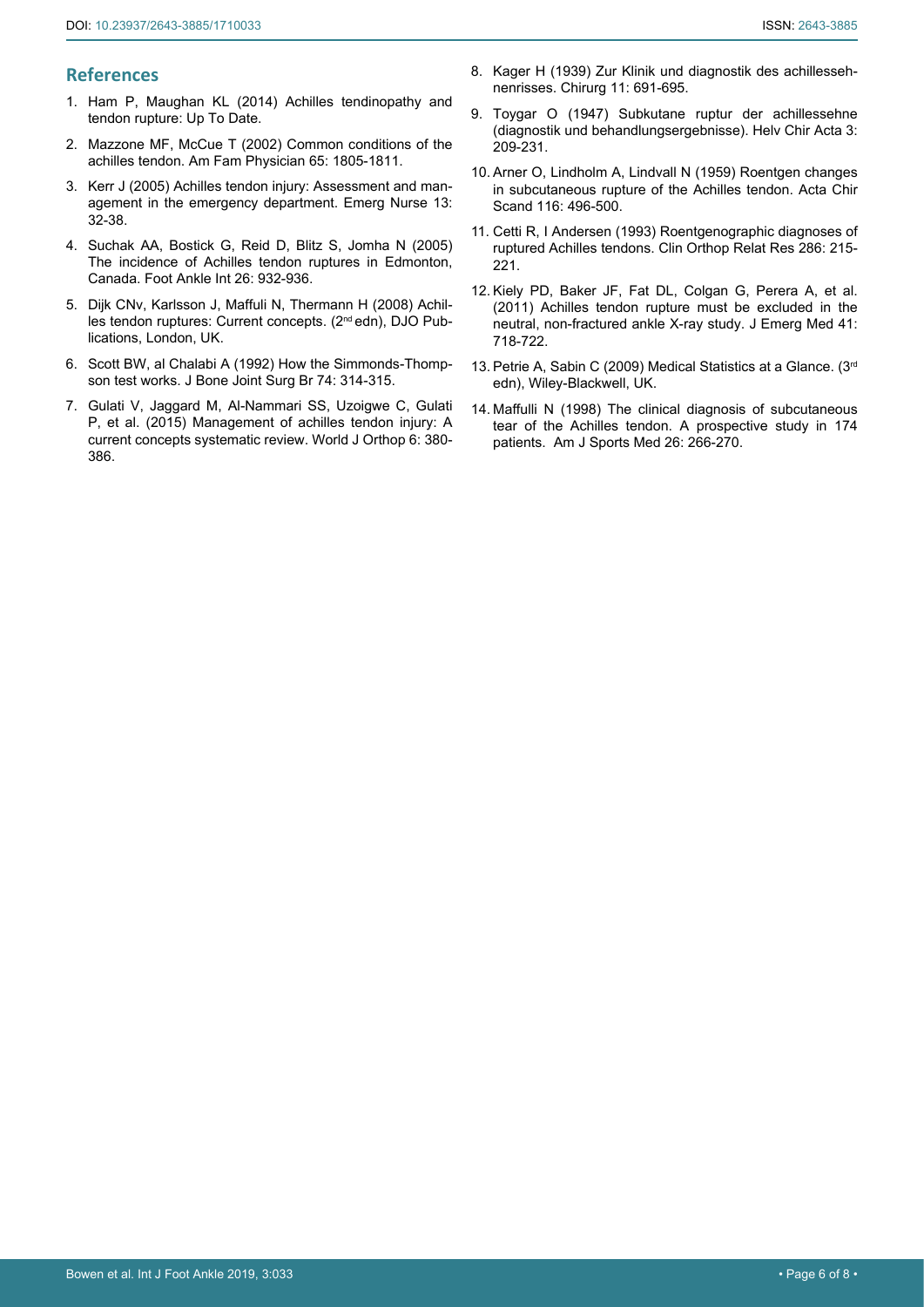## References

1. Ham P, Maughan KL (2014) Achilles tendinopathy and tendon rupture: Up To Date.
2. Mazzone MF, McCue T (2002) Common conditions of the achilles tendon. Am Fam Physician 65: 1805-1811.
3. Kerr J (2005) Achilles tendon injury: Assessment and management in the emergency department. Emerg Nurse 13: 32-38.
4. Suchak AA, Bostick G, Reid D, Blitz S, Jomha N (2005) The incidence of Achilles tendon ruptures in Edmonton, Canada. Foot Ankle Int 26: 932-936.
5. Dijk CNv, Karlsson J, Maffuli N, Thermann H (2008) Achilles tendon ruptures: Current concepts. (2nd edn), DJO Publications, London, UK.
6. Scott BW, al Chalabi A (1992) How the Simmonds-Thompson test works. J Bone Joint Surg Br 74: 314-315.
7. Gulati V, Jaggard M, Al-Nammari SS, Uzoigwe C, Gulati P, et al. (2015) Management of achilles tendon injury: A current concepts systematic review. World J Orthop 6: 380-386.
8. Kager H (1939) Zur Klinik und diagnostik des achillessehnenrisses. Chirurg 11: 691-695.
9. Toygar O (1947) Subkutane ruptur der achillessehne (diagnostik und behandlungsergebnisse). Helv Chir Acta 3: 209-231.
10. Arner O, Lindholm A, Lindvall N (1959) Roentgen changes in subcutaneous rupture of the Achilles tendon. Acta Chir Scand 116: 496-500.
11. Cetti R, I Andersen (1993) Roentgenographic diagnoses of ruptured Achilles tendons. Clin Orthop Relat Res 286: 215-221.
12. Kiely PD, Baker JF, Fat DL, Colgan G, Perera A, et al. (2011) Achilles tendon rupture must be excluded in the neutral, non-fractured ankle X-ray study. J Emerg Med 41: 718-722.
13. Petrie A, Sabin C (2009) Medical Statistics at a Glance. (3rd edn), Wiley-Blackwell, UK.
14. Maffulli N (1998) The clinical diagnosis of subcutaneous tear of the Achilles tendon. A prospective study in 174 patients. Am J Sports Med 26: 266-270.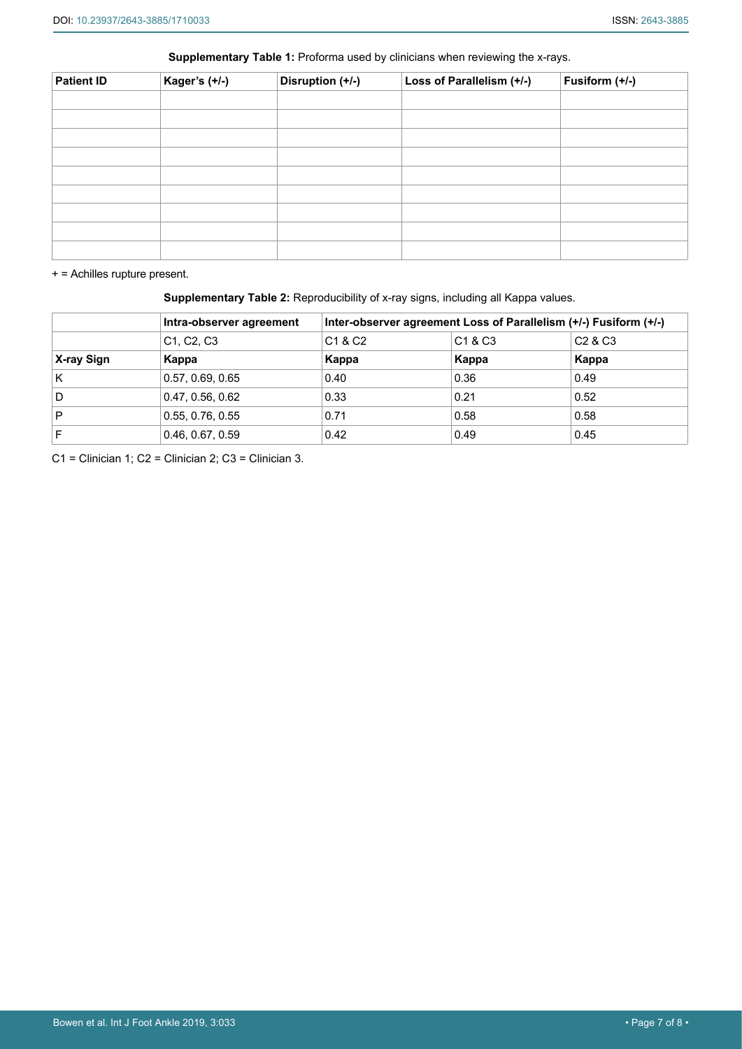**Supplementary Table 1:** Proforma used by clinicians when reviewing the x-rays.

| Patient ID | Kager's (+/-) | Disruption (+/-) | Loss of Parallelism (+/-) | Fusiform (+/-) |
|---|---|---|---|---|
| | | | | |
| | | | | |
| | | | | |
| | | | | |
| | | | | |
| | | | | |
| | | | | |
| | | | | |
| | | | | |

+ = Achilles rupture present.

**Supplementary Table 2:** Reproducibility of x-ray signs, including all Kappa values.

| | Intra-observer agreement | Inter-observer agreement Loss of Parallelism (+/-) Fusiform (+/-) | | |
|---|---|---|---|---|
| | C1, C2, C3 | C1 & C2 | C1 & C3 | C2 & C3 |
| **X-ray Sign** | **Kappa** | **Kappa** | **Kappa** | **Kappa** |
| K | 0.57, 0.69, 0.65 | 0.40 | 0.36 | 0.49 |
| D | 0.47, 0.56, 0.62 | 0.33 | 0.21 | 0.52 |
| P | 0.55, 0.76, 0.55 | 0.71 | 0.58 | 0.58 |
| F | 0.46, 0.67, 0.59 | 0.42 | 0.49 | 0.45 |

C1 = Clinician 1; C2 = Clinician 2; C3 = Clinician 3.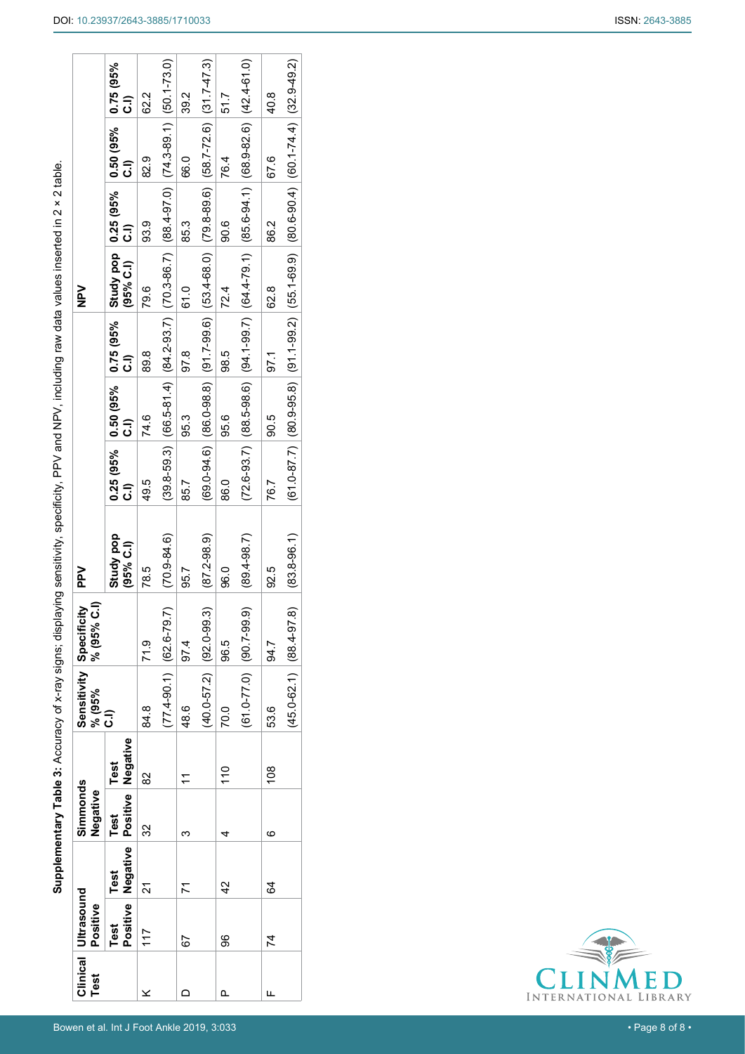**Supplementary Table 3:** Accuracy of x-ray signs; displaying sensitivity, specificity, PPV and NPV, including raw data values inserted in 2 × 2 table.

| Clinical Test | Ultrasound Positive | | Simmonds Negative | | Sensitivity % (95% C.I) | Specificity % (95% C.I) | PPV | | | | NPV | | | |
|---|---|---|---|---|---|---|---|---|---|---|---|---|---|---|
| | Test Positive | Test Negative | Test Positive | Test Negative | | | Study pop (95% C.I) | 0.25 (95% C.I) | 0.50 (95% C.I) | 0.75 (95% C.I) | Study pop (95% C.I) | 0.25 (95% C.I) | 0.50 (95% C.I) | 0.75 (95% C.I) |
| K | 117 | 21 | 32 | 82 | 84.8 (77.4-90.1) | 71.9 (62.6-79.7) | 78.5 (70.9-84.6) | 49.5 (39.8-59.3) | 74.6 (66.5-81.4) | 89.8 (84.2-93.7) | 79.6 (70.3-86.7) | 93.9 (88.4-97.0) | 82.9 (74.3-89.1) | 62.2 (50.1-73.0) |
| D | 67 | 71 | 3 | 11 | 48.6 (40.0-57.2) | 97.4 (92.0-99.3) | 95.7 (87.2-98.9) | 85.7 (69.0-94.6) | 95.3 (86.0-98.8) | 97.8 (91.7-99.6) | 61.0 (53.4-68.0) | 85.3 (79.8-89.6) | 66.0 (58.7-72.6) | 39.2 (31.7-47.3) |
| P | 96 | 42 | 4 | 110 | 70.0 (61.0-77.0) | 96.5 (90.7-99.9) | 96.0 (89.4-98.7) | 86.0 (72.6-93.7) | 95.6 (88.5-98.6) | 98.5 (94.1-99.7) | 72.4 (64.4-79.1) | 90.6 (85.6-94.1) | 76.4 (68.9-82.6) | 51.7 (42.4-61.0) |
| F | 74 | 64 | 6 | 108 | 53.6 (45.0-62.1) | 94.7 (88.4-97.8) | 92.5 (83.8-96.1) | 76.7 (61.0-87.7) | 90.5 (80.9-95.8) | 97.1 (91.1-99.2) | 62.8 (55.1-69.9) | 86.2 (80.6-90.4) | 67.6 (60.1-74.4) | 40.8 (32.9-49.2) |